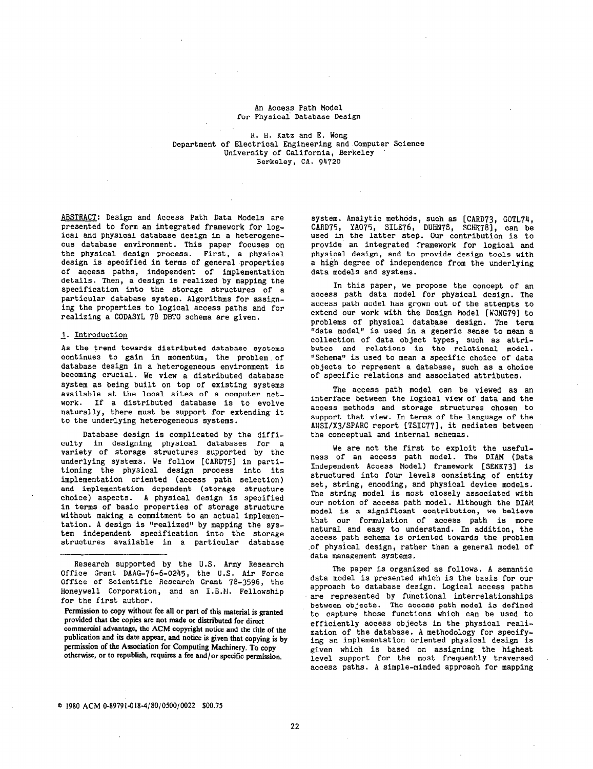# An Access Path Model for Physical Database Design

R. H. Katz and E. Wong
Department of Electrical Engineering and Computer Science
University of California, Berkeley
Berkeley, CA. 94720

ABSTRACT: Design and Access Path Data Models are presented to form an integrated framework for logical and physical database design in a heterogeneous database environment. This paper focuses on the physical design process. First, a physical design is specified in terms of general properties of access paths, independent of implementation details. Then, a design is realized by mapping the specification into the storage structures of a particular database system. Algorithms for assigning the properties to logical access paths and for realizing a CODASYL 78 DBTG schema are given.

## 1. Introduction

As the trend towards distributed database systems continues to gain in momentum, the problem of database design in a heterogeneous environment is becoming crucial. We view a distributed database system as being built on top of existing systems available at the local sites of a computer network. If a distributed database is to evolve naturally, there must be support for extending it to the underlying heterogeneous systems.

Database design is complicated by the difficulty in designing physical databases for a variety of storage structures supported by the underlying systems. We follow [CARD75] in partitioning the physical design process into its implementation oriented (access path selection) and implementation dependent (storage structure choice) aspects. A physical design is specified in terms of basic properties of storage structure without making a commitment to an actual implementation. A design is "realized" by mapping the system independent specification into the storage structures available in a particular database system. Analytic methods, such as [CARD73, GOTL74, CARD75, YAO75, SILE76, DUHN78, SCHK78], can be used in the latter step. Our contribution is to provide an integrated framework for logical and physical design, and to provide design tools with a high degree of independence from the underlying data models and systems.

In this paper, we propose the concept of an access path data model for physical design. The access path model has grown out of the attempts to extend our work with the Design Model [WONG79] to problems of physical database design. The term "data model" is used in a generic sense to mean a collection of data object types, such as attributes and relations in the relational model. "Schema" is used to mean a specific choice of data objects to represent a database, such as a choice of specific relations and associated attributes.

The access path model can be viewed as an interface between the logical view of data and the access methods and storage structures chosen to support that view. In terms of the language of the ANSI/X3/SPARC report [TSIC77], it mediates between the conceptual and internal schemas.

We are not the first to exploit the usefulness of an access path model. The DIAM (Data Independent Access Model) framework [SENK73] is structured into four levels consisting of entity set, string, encoding, and physical device models. The string model is most closely associated with our notion of access path model. Although the DIAM model is a significant contribution, we believe that our formulation of access path is more natural and easy to understand. In addition, the access path schema is oriented towards the problem of physical design, rather than a general model of data management systems.

The paper is organized as follows. A semantic data model is presented which is the basis for our approach to database design. Logical access paths are represented by functional interrelationships between objects. The access path model is defined to capture those functions which can be used to efficiently access objects in the physical realization of the database. A methodology for specifying an implementation oriented physical design is given which is based on assigning the highest level support for the most frequently traversed access paths. A simple-minded approach for mapping

---

Research supported by the U.S. Army Research Office Grant DAAG-76-6-0245, the U.S. Air Force Office of Scientific Research Grant 78-3596, the Honeywell Corporation, and an I.B.M. Fellowship for the first author.

Permission to copy without fee all or part of this material is granted provided that the copies are not made or distributed for direct commercial advantage, the ACM copyright notice and the title of the publication and its date appear, and notice is given that copying is by permission of the Association for Computing Machinery. To copy otherwise, or to republish, requires a fee and/or specific permission.

© 1980 ACM 0-89791-018-4/80/0500/0022 $00.75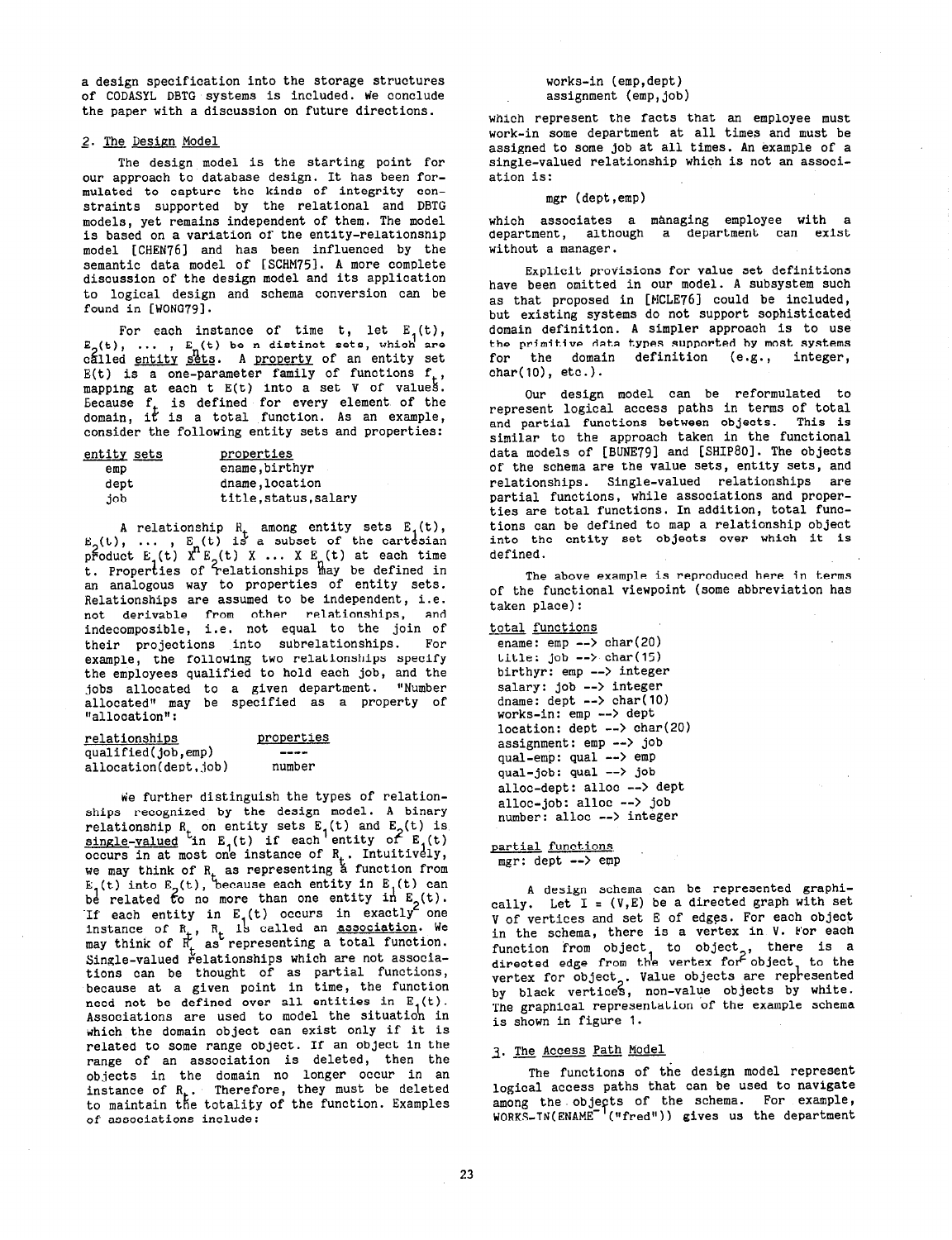a design specification into the storage structures of CODASYL DBTG systems is included. We conclude the paper with a discussion on future directions.

## 2. The Design Model

The design model is the starting point for our approach to database design. It has been formulated to capture the kinds of integrity constraints supported by the relational and DBTG models, yet remains independent of them. The model is based on a variation of the entity-relationship model [CHEN76] and has been influenced by the semantic data model of [SCHM75]. A more complete discussion of the design model and its application to logical design and schema conversion can be found in [WONG79].

For each instance of time t, let $E_1(t)$, $E_2(t)$, ... , $E_n(t)$ be n distinct sets, which are called entity sets. A property of an entity set E(t) is a one-parameter family of functions $f_t$, mapping at each t E(t) into a set V of values. Because $f_t$ is defined for every element of the domain, it is a total function. As an example, consider the following entity sets and properties:

| entity sets | properties |
|---|---|
| emp | ename,birthyr |
| dept | dname,location |
| job | title,status,salary |

A relationship $R_t$ among entity sets $E_1(t)$, $E_2(t)$, ... , $E_n(t)$ is a subset of the cartesian product $E_1(t) \times E_2(t) \times \ldots \times E_n(t)$ at each time t. Properties of relationships may be defined in an analogous way to properties of entity sets. Relationships are assumed to be independent, i.e. not derivable from other relationships, and indecomposible, i.e. not equal to the join of their projections into subrelationships. For example, the following two relationships specify the employees qualified to hold each job, and the jobs allocated to a given department. "Number allocated" may be specified as a property of "allocation":

| relationships | properties |
|---|---|
| qualified(job,emp) | ---- |
| allocation(dept,job) | number |

We further distinguish the types of relationships recognized by the design model. A binary relationship $R_t$ on entity sets $E_1(t)$ and $E_2(t)$ is single-valued in $E_1(t)$ if each entity of $E_1(t)$ occurs in at most one instance of $R_t$. Intuitively, we may think of $R_t$ as representing a function from $E_1(t)$ into $E_2(t)$, because each entity in $E_1(t)$ can be related to no more than one entity in $E_2(t)$. If each entity in $E_1(t)$ occurs in exactly one instance of $R_t$, $R_t$ is called an association. We may think of $R_t$ as representing a total function. Single-valued relationships which are not associations can be thought of as partial functions, because at a given point in time, the function need not be defined over all entities in $E_1(t)$. Associations are used to model the situation in which the domain object can exist only if it is related to some range object. If an object in the range of an association is deleted, then the objects in the domain no longer occur in an instance of $R_t$. Therefore, they must be deleted to maintain the totality of the function. Examples of associations include:

works-in (emp,dept)
assignment (emp,job)

which represent the facts that an employee must work-in some department at all times and must be assigned to some job at all times. An example of a single-valued relationship which is not an association is:

mgr (dept,emp)

which associates a managing employee with a department, although a department can exist without a manager.

Explicit provisions for value set definitions have been omitted in our model. A subsystem such as that proposed in [MCLE76] could be included, but existing systems do not support sophisticated domain definition. A simpler approach is to use the primitive data types supported by most systems for the domain definition (e.g., integer, char(10), etc.).

Our design model can be reformulated to represent logical access paths in terms of total and partial functions between objects. This is similar to the approach taken in the functional data models of [BUNE79] and [SHIP80]. The objects of the schema are the value sets, entity sets, and relationships. Single-valued relationships are partial functions, while associations and properties are total functions. In addition, total functions can be defined to map a relationship object into the entity set objects over which it is defined.

The above example is reproduced here in terms of the functional viewpoint (some abbreviation has taken place):

total functions

```
ename: emp --> char(20)
title: job --> char(15)
birthyr: emp --> integer
salary: job --> integer
dname: dept --> char(10)
works-in: emp --> dept
location: dept --> char(20)
assignment: emp --> job
qual-emp: qual --> emp
qual-job: qual --> job
alloc-dept: alloc --> dept
alloc-job: alloc --> job
number: alloc --> integer
```

partial functions

```
mgr: dept --> emp
```

A design schema can be represented graphically. Let I = (V,E) be a directed graph with set V of vertices and set E of edges. For each object in the schema, there is a vertex in V. For each function from $object_1$ to $object_2$, there is a directed edge from the vertex for $object_1$ to the vertex for $object_2$. Value objects are represented by black vertices, non-value objects by white. The graphical representation of the example schema is shown in figure 1.

## 3. The Access Path Model

The functions of the design model represent logical access paths that can be used to navigate among the objects of the schema. For example, WORKS-IN(ENAME$^{-1}$("fred")) gives us the department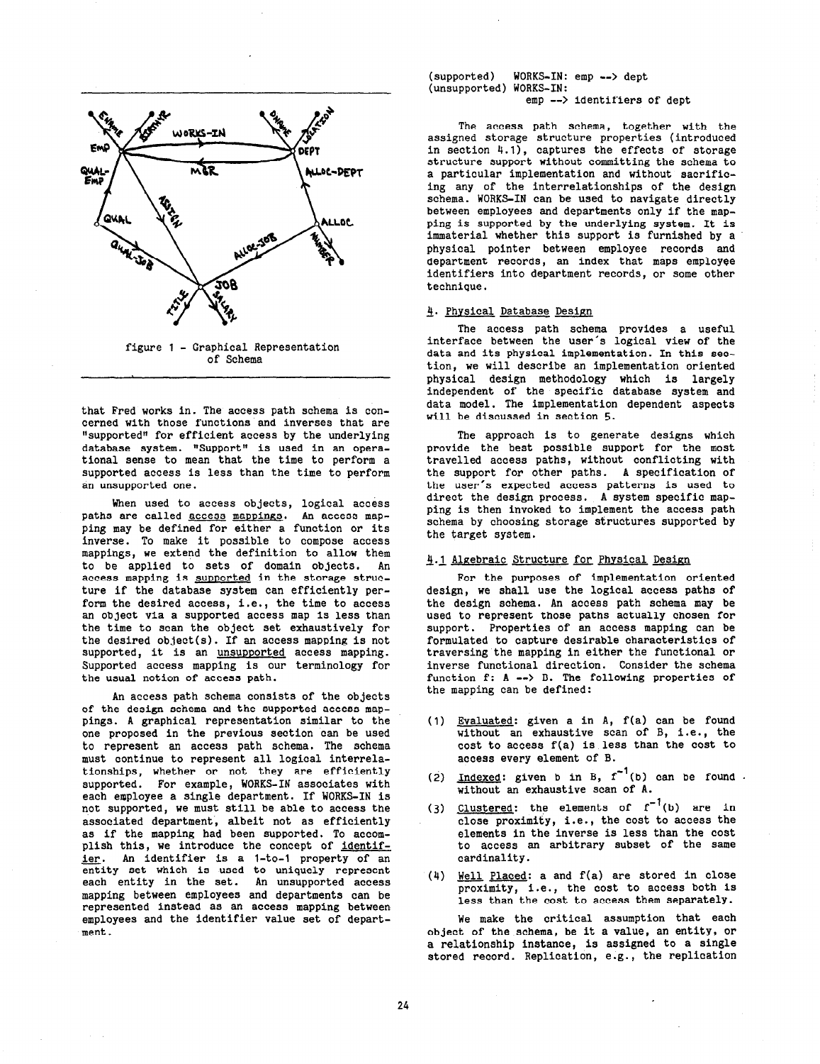figure 1 - Graphical Representation of Schema

that Fred works in. The access path schema is concerned with those functions and inverses that are "supported" for efficient access by the underlying database system. "Support" is used in an operational sense to mean that the time to perform a supported access is less than the time to perform an unsupported one.

When used to access objects, logical access paths are called access mappings. An access mapping may be defined for either a function or its inverse. To make it possible to compose access mappings, we extend the definition to allow them to be applied to sets of domain objects. An access mapping is supported in the storage structure if the database system can efficiently perform the desired access, i.e., the time to access an object via a supported access map is less than the time to scan the object set exhaustively for the desired object(s). If an access mapping is not supported, it is an unsupported access mapping. Supported access mapping is our terminology for the usual notion of access path.

An access path schema consists of the objects of the design schema and the supported access mappings. A graphical representation similar to the one proposed in the previous section can be used to represent an access path schema. The schema must continue to represent all logical interrelationships, whether or not they are efficiently supported. For example, WORKS-IN associates with each employee a single department. If WORKS-IN is not supported, we must still be able to access the associated department, albeit not as efficiently as if the mapping had been supported. To accomplish this, we introduce the concept of identifier. An identifier is a 1-to-1 property of an entity set which is used to uniquely represent each entity in the set. An unsupported access mapping between employees and departments can be represented instead as an access mapping between employees and the identifier value set of department.

```
(supported)   WORKS-IN: emp --> dept
(unsupported) WORKS-IN:
              emp --> identifiers of dept
```

The access path schema, together with the assigned storage structure properties (introduced in section 4.1), captures the effects of storage structure support without committing the schema to a particular implementation and without sacrificing any of the interrelationships of the design schema. WORKS-IN can be used to navigate directly between employees and departments only if the mapping is supported by the underlying system. It is immaterial whether this support is furnished by a physical pointer between employee records and department records, an index that maps employee identifiers into department records, or some other technique.

## 4. Physical Database Design

The access path schema provides a useful interface between the user's logical view of the data and its physical implementation. In this section, we will describe an implementation oriented physical design methodology which is largely independent of the specific database system and data model. The implementation dependent aspects will be discussed in section 5.

The approach is to generate designs which provide the best possible support for the most travelled access paths, without conflicting with the support for other paths. A specification of the user's expected access patterns is used to direct the design process. A system specific mapping is then invoked to implement the access path schema by choosing storage structures supported by the target system.

### 4.1 Algebraic Structure for Physical Design

For the purposes of implementation oriented design, we shall use the logical access paths of the design schema. An access path schema may be used to represent those paths actually chosen for support. Properties of an access mapping can be formulated to capture desirable characteristics of traversing the mapping in either the functional or inverse functional direction. Consider the schema function f: A --> B. The following properties of the mapping can be defined:

(1) Evaluated: given a in A, f(a) can be found without an exhaustive scan of B, i.e., the cost to access f(a) is less than the cost to access every element of B.

(2) Indexed: given b in B, $f^{-1}(b)$ can be found without an exhaustive scan of A.

(3) Clustered: the elements of $f^{-1}(b)$ are in close proximity, i.e., the cost to access the elements in the inverse is less than the cost to access an arbitrary subset of the same cardinality.

(4) Well Placed: a and f(a) are stored in close proximity, i.e., the cost to access both is less than the cost to access them separately.

We make the critical assumption that each object of the schema, be it a value, an entity, or a relationship instance, is assigned to a single stored record. Replication, e.g., the replication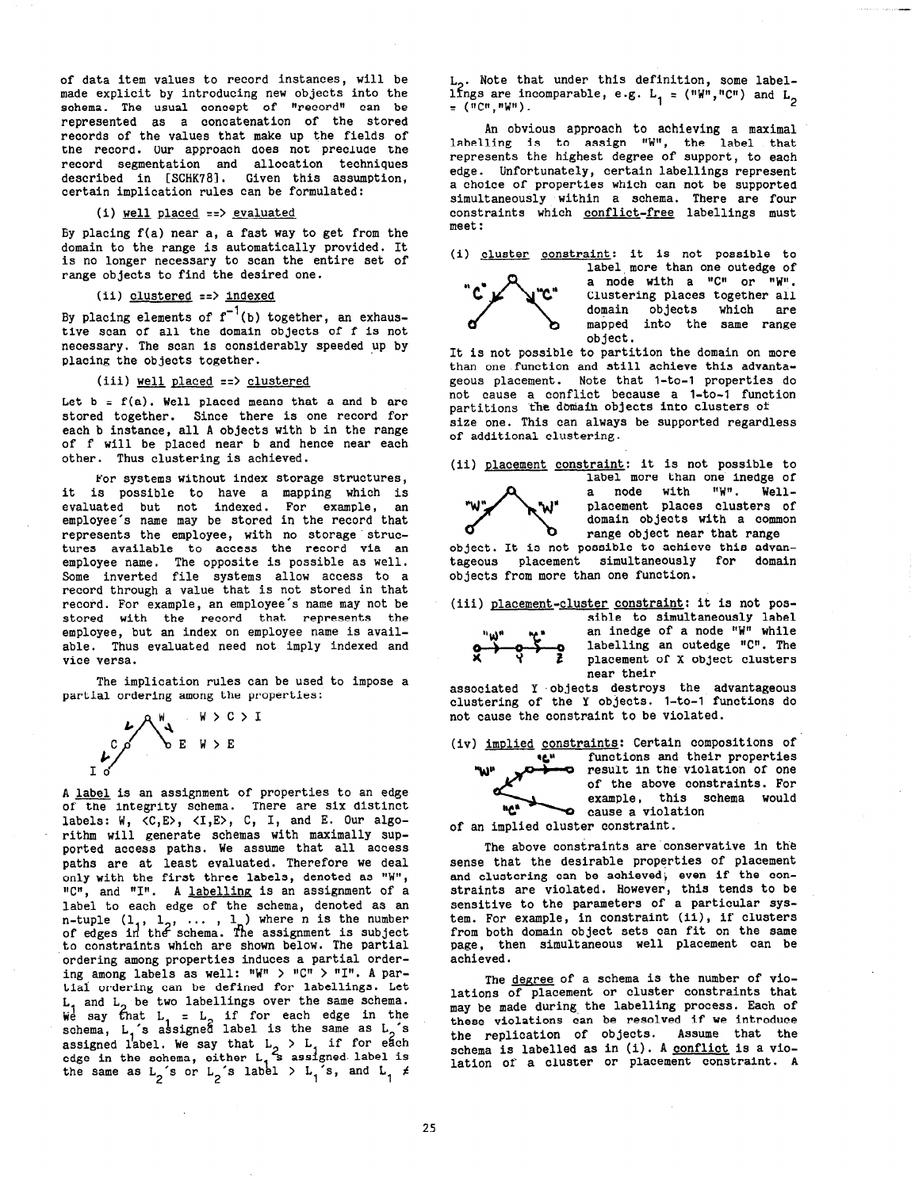of data item values to record instances, will be made explicit by introducing new objects into the schema. The usual concept of "record" can be represented as a concatenation of the stored records of the values that make up the fields of the record. Our approach does not preclude the record segmentation and allocation techniques described in [SCHK78]. Given this assumption, certain implication rules can be formulated:

(i) well placed ==> evaluated

By placing f(a) near a, a fast way to get from the domain to the range is automatically provided. It is no longer necessary to scan the entire set of range objects to find the desired one.

(ii) clustered ==> indexed

By placing elements of $f^{-1}(b)$ together, an exhaustive scan of all the domain objects of f is not necessary. The scan is considerably speeded up by placing the objects together.

(iii) well placed ==> clustered

Let b = f(a). Well placed means that a and b are stored together. Since there is one record for each b instance, all A objects with b in the range of f will be placed near b and hence near each other. Thus clustering is achieved.

For systems without index storage structures, it is possible to have a mapping which is evaluated but not indexed. For example, an employee's name may be stored in the record that represents the employee, with no storage structures available to access the record via an employee name. The opposite is possible as well. Some inverted file systems allow access to a record through a value that is not stored in that record. For example, an employee's name may not be stored with the record that represents the employee, but an index on employee name is available. Thus evaluated need not imply indexed and vice versa.

The implication rules can be used to impose a partial ordering among the properties:

W > C > I

W > E

A label is an assignment of properties to an edge of the integrity schema. There are six distinct labels: W, <C,E>, <I,E>, C, I, and E. Our algorithm will generate schemas with maximally supported access paths. We assume that all access paths are at least evaluated. Therefore we deal only with the first three labels, denoted as "W", "C", and "I". A labelling is an assignment of a label to each edge of the schema, denoted as an n-tuple $(l_1, l_2, \ldots, l_n)$ where n is the number of edges in the schema. The assignment is subject to constraints which are shown below. The partial ordering among properties induces a partial ordering among labels as well: "W" > "C" > "I". A partial ordering can be defined for labellings. Let $L_1$ and $L_2$ be two labellings over the same schema. We say that $L_1 = L_2$ if for each edge in the schema, $L_1$'s assigned label is the same as $L_2$'s assigned label. We say that $L_2 > L_1$ if for each edge in the schema, either $L_1$'s assigned label is the same as $L_2$'s or $L_2$'s label > $L_1$'s, and $L_1 \neq L_2$. Note that under this definition, some labellings are incomparable, e.g. $L_1$ = ("W","C") and $L_2$ = ("C","W").

An obvious approach to achieving a maximal labelling is to assign "W", the label that represents the highest degree of support, to each edge. Unfortunately, certain labellings represent a choice of properties which can not be supported simultaneously within a schema. There are four constraints which conflict-free labellings must meet:

(i) cluster constraint: it is not possible to label more than one outedge of a node with a "C" or "W". Clustering places together all domain objects which are mapped into the same range object. It is not possible to partition the domain on more than one function and still achieve this advantageous placement. Note that 1-to-1 properties do not cause a conflict because a 1-to-1 function partitions the domain objects into clusters of size one. This can always be supported regardless of additional clustering.

(ii) placement constraint: it is not possible to label more than one inedge of a node with "W". Well-placement places clusters of domain objects with a common range object near that range object. It is not possible to achieve this advantageous placement simultaneously for domain objects from more than one function.

(iii) placement-cluster constraint: it is not possible to simultaneously label an inedge of a node "W" while labelling an outedge "C". The placement of X object clusters near their associated Y objects destroys the advantageous clustering of the Y objects. 1-to-1 functions do not cause the constraint to be violated.

(iv) implied constraints: Certain compositions of functions and their properties result in the violation of one of the above constraints. For example, this schema would cause a violation of an implied cluster constraint.

The above constraints are conservative in the sense that the desirable properties of placement and clustering can be achieved, even if the constraints are violated. However, this tends to be sensitive to the parameters of a particular system. For example, in constraint (ii), if clusters from both domain object sets can fit on the same page, then simultaneous well placement can be achieved.

The degree of a schema is the number of violations of placement or cluster constraints that may be made during the labelling process. Each of these violations can be resolved if we introduce the replication of objects. Assume that the schema is labelled as in (i). A conflict is a violation of a cluster or placement constraint. A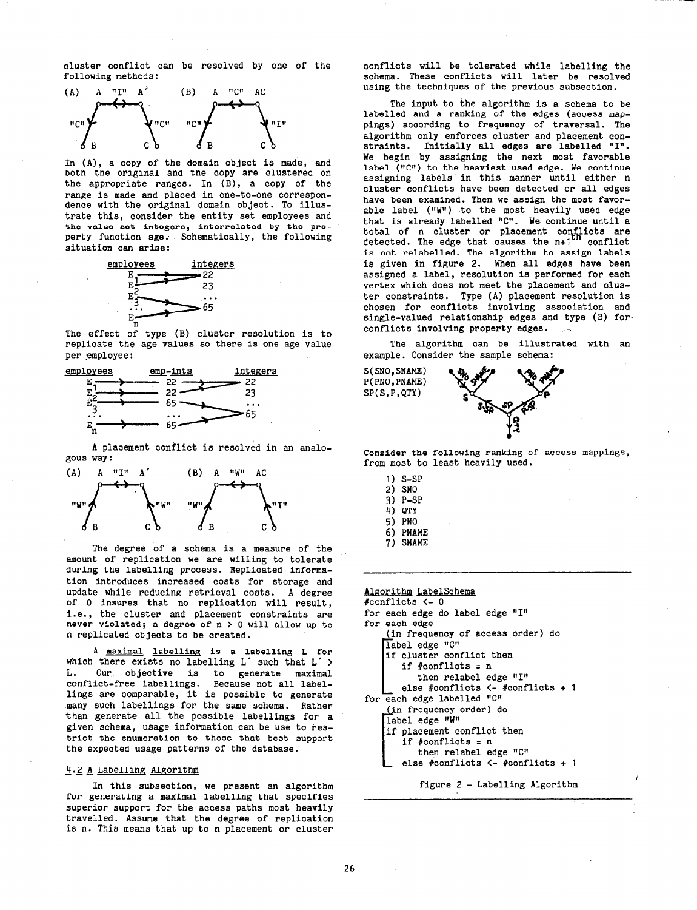cluster conflict can be resolved by one of the following methods:

(A) A "I" A′ &nbsp;&nbsp;&nbsp;&nbsp; (B) A "C" AC

"C" B &nbsp; "C" C &nbsp;&nbsp;&nbsp;&nbsp; "C" B &nbsp; "I" C

In (A), a copy of the domain object is made, and both the original and the copy are clustered on the appropriate ranges. In (B), a copy of the range is made and placed in one-to-one correspondence with the original domain object. To illustrate this, consider the entity set employees and the value set integers, interrelated by the property function age. Schematically, the following situation can arise:

| employees | integers |
|---|---|
| $E_1$ | 22 |
| $E_2$ | 23 |
| $E_3$ | ... |
| ... | 65 |
| $E_n$ | |

The effect of type (B) cluster resolution is to replicate the age values so there is one age value per employee:

| employees | emp-ints | integers |
|---|---|---|
| $E_1$ | 22 | 22 |
| $E_2$ | 22 | 23 |
| $E_3$ | 65 | ... |
| ... | ... | 65 |
| $E_n$ | 65 | |

A placement conflict is resolved in an analogous way:

(A) A "I" A′ &nbsp;&nbsp;&nbsp;&nbsp; (B) A "W" AC

"W" B &nbsp; "W" C &nbsp;&nbsp;&nbsp;&nbsp; "W" B &nbsp; "I" C

The degree of a schema is a measure of the amount of replication we are willing to tolerate during the labelling process. Replicated information introduces increased costs for storage and update while reducing retrieval costs. A degree of 0 insures that no replication will result, i.e., the cluster and placement constraints are never violated; a degree of $n > 0$ will allow up to n replicated objects to be created.

A maximal labelling is a labelling L for which there exists no labelling L′ such that L′ > L. Our objective is to generate maximal conflict-free labellings. Because not all labellings are comparable, it is possible to generate many such labellings for the same schema. Rather than generate all the possible labellings for a given schema, usage information can be use to restrict the enumeration to those that best support the expected usage patterns of the database.

### 4.2 A Labelling Algorithm

In this subsection, we present an algorithm for generating a maximal labelling that specifies superior support for the access paths most heavily travelled. Assume that the degree of replication is n. This means that up to n placement or cluster conflicts will be tolerated while labelling the schema. These conflicts will later be resolved using the techniques of the previous subsection.

The input to the algorithm is a schema to be labelled and a ranking of the edges (access mappings) according to frequency of traversal. The algorithm only enforces cluster and placement constraints. Initially all edges are labelled "I". We begin by assigning the next most favorable label ("C") to the heaviest used edge. We continue assigning labels in this manner until either n cluster conflicts have been detected or all edges have been examined. Then we assign the most favorable label ("W") to the most heavily used edge that is already labelled "C". We continue until a total of n cluster or placement conflicts are detected. The edge that causes the n+1<sup>th</sup> conflict is not relabelled. The algorithm to assign labels is given in figure 2. When all edges have been assigned a label, resolution is performed for each vertex which does not meet the placement and cluster constraints. Type (A) placement resolution is chosen for conflicts involving association and single-valued relationship edges and type (B) for conflicts involving property edges.

The algorithm can be illustrated with an example. Consider the sample schema:

S(SNO,SNAME)
P(PNO,PNAME)
SP(S,P,QTY)

Consider the following ranking of access mappings, from most to least heavily used.

1) S-SP
2) SNO
3) P-SP
4) QTY
5) PNO
6) PNAME
7) SNAME

---

Algorithm LabelSchema

```
#conflicts <- 0
for each edge do label edge "I"
for each edge
   (in frequency of access order) do
   label edge "C"
   if cluster conflict then
      if #conflicts = n
         then relabel edge "I"
      else #conflicts <- #conflicts + 1
for each edge labelled "C"
   (in frequency order) do
   label edge "W"
   if placement conflict then
      if #conflicts = n
         then relabel edge "C"
      else #conflicts <- #conflicts + 1
```

figure 2 - Labelling Algorithm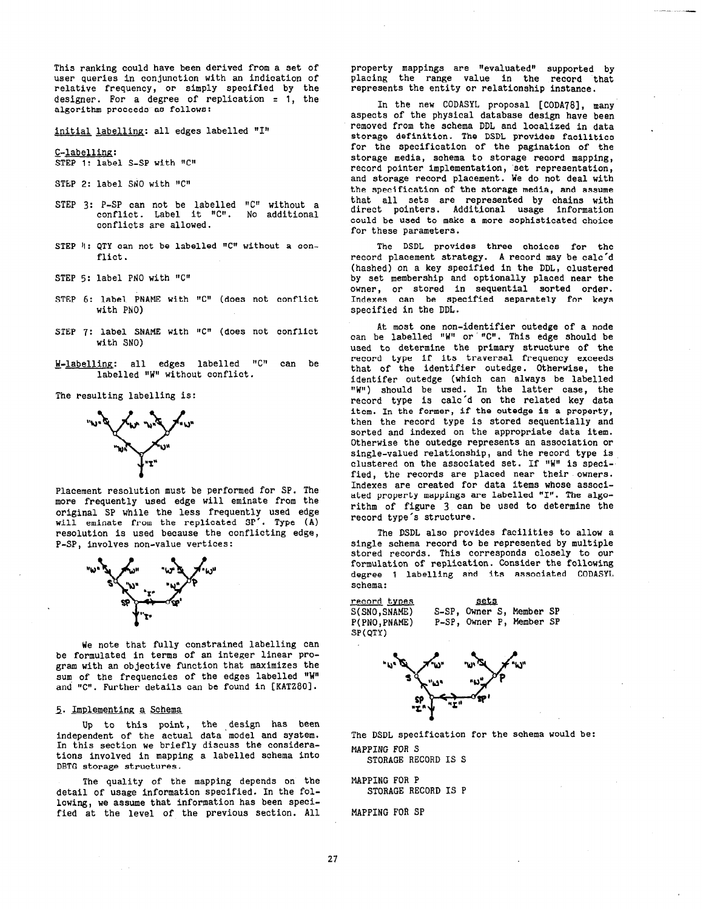This ranking could have been derived from a set of user queries in conjunction with an indication of relative frequency, or simply specified by the designer. For a degree of replication = 1, the algorithm proceeds as follows:

initial labelling: all edges labelled "I"

C-labelling:

STEP 1: label S-SP with "C"

STEP 2: label SNO with "C"

STEP 3: P-SP can not be labelled "C" without a conflict. Label it "C". No additional conflicts are allowed.

STEP 4: QTY can not be labelled "C" without a conflict.

STEP 5: label PNO with "C"

STEP 6: label PNAME with "C" (does not conflict with PNO)

STEP 7: label SNAME with "C" (does not conflict with SNO)

W-labelling: all edges labelled "C" can be labelled "W" without conflict.

The resulting labelling is:

Placement resolution must be performed for SP. The more frequently used edge will eminate from the original SP while the less frequently used edge will eminate from the replicated SP'. Type (A) resolution is used because the conflicting edge, P-SP, involves non-value vertices:

We note that fully constrained labelling can be formulated in terms of an integer linear program with an objective function that maximizes the sum of the frequencies of the edges labelled "W" and "C". Further details can be found in [KATZ80].

## 5. Implementing a Schema

Up to this point, the design has been independent of the actual data model and system. In this section we briefly discuss the considerations involved in mapping a labelled schema into DBTG storage structures.

The quality of the mapping depends on the detail of usage information specified. In the following, we assume that information has been specified at the level of the previous section. All property mappings are "evaluated" supported by placing the range value in the record that represents the entity or relationship instance.

In the new CODASYL proposal [CODA78], many aspects of the physical database design have been removed from the schema DDL and localized in data storage definition. The DSDL provides facilities for the specification of the pagination of the storage media, schema to storage record mapping, record pointer implementation, set representation, and storage record placement. We do not deal with the specification of the storage media, and assume that all sets are represented by chains with direct pointers. Additional usage information could be used to make a more sophisticated choice for these parameters.

The DSDL provides three choices for the record placement strategy. A record may be calc'd (hashed) on a key specified in the DDL, clustered by set membership and optionally placed near the owner, or stored in sequential sorted order. Indexes can be specified separately for keys specified in the DDL.

At most one non-identifier outedge of a node can be labelled "W" or "C". This edge should be used to determine the primary structure of the record type if its traversal frequency exceeds that of the identifier outedge. Otherwise, the identifer outedge (which can always be labelled "W") should be used. In the latter case, the record type is calc'd on the related key data item. In the former, if the outedge is a property, then the record type is stored sequentially and sorted and indexed on the appropriate data item. Otherwise the outedge represents an association or single-valued relationship, and the record type is clustered on the associated set. If "W" is specified, the records are placed near their owners. Indexes are created for data items whose associated property mappings are labelled "I". The algorithm of figure 3 can be used to determine the record type's structure.

The DSDL also provides facilities to allow a single schema record to be represented by multiple stored records. This corresponds closely to our formulation of replication. Consider the following degree 1 labelling and its associated CODASYL schema:

| record types | sets |
|---|---|
| S(SNO,SNAME) | S-SP, Owner S, Member SP |
| P(PNO,PNAME) | P-SP, Owner P, Member SP |
| SP(QTY) | |

The DSDL specification for the schema would be:

```
MAPPING FOR S
   STORAGE RECORD IS S

MAPPING FOR P
   STORAGE RECORD IS P

MAPPING FOR SP
```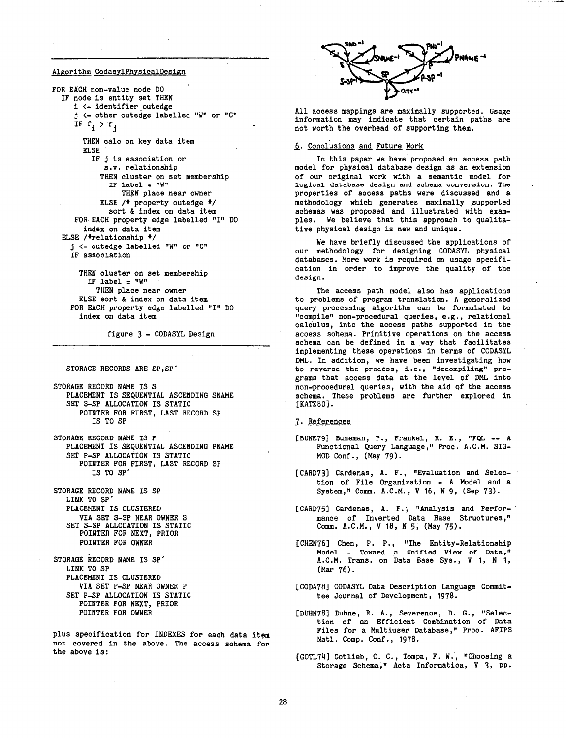**Algorithm CodasylPhysicalDesign**

```
FOR EACH non-value node DO
  IF node is entity set THEN
    i <- identifier outedge
    j <- other outedge labelled "W" or "C"
    IF f_i > f_j
      THEN calc on key data item
      ELSE
        IF j is association or
           s.v. relationship
          THEN cluster on set membership
            IF label = "W"
              THEN place near owner
          ELSE /* property outedge */
            sort & index on data item
    FOR EACH property edge labelled "I" DO
      index on data item
  ELSE /*relationship */
    j <- outedge labelled "W" or "C"
    IF association

      THEN cluster on set membership
        IF label = "W"
          THEN place near owner
      ELSE sort & index on data item
    FOR EACH property edge labelled "I" DO
      index on data item
```

figure 3 - CODASYL Design

```
STORAGE RECORDS ARE SP,SP'

STORAGE RECORD NAME IS S
   PLACEMENT IS SEQUENTIAL ASCENDING SNAME
   SET S-SP ALLOCATION IS STATIC
      POINTER FOR FIRST, LAST RECORD SP
         IS TO SP

STORAGE RECORD NAME IS P
   PLACEMENT IS SEQUENTIAL ASCENDING PNAME
   SET P-SP ALLOCATION IS STATIC
      POINTER FOR FIRST, LAST RECORD SP
         IS TO SP'

STORAGE RECORD NAME IS SP
   LINK TO SP'
   PLACEMENT IS CLUSTERED
      VIA SET S-SP NEAR OWNER S
   SET S-SP ALLOCATION IS STATIC
      POINTER FOR NEXT, PRIOR
      POINTER FOR OWNER

STORAGE RECORD NAME IS SP'
   LINK TO SP
   PLACEMENT IS CLUSTERED
      VIA SET P-SP NEAR OWNER P
   SET P-SP ALLOCATION IS STATIC
      POINTER FOR NEXT, PRIOR
      POINTER FOR OWNER
```

plus specification for INDEXES for each data item not covered in the above. The access schema for the above is:

All access mappings are maximally supported. Usage information may indicate that certain paths are not worth the overhead of supporting them.

## 6. Conclusions and Future Work

In this paper we have proposed an access path model for physical database design as an extension of our original work with a semantic model for logical database design and schema conversion. The properties of access paths were discussed and a methodology which generates maximally supported schemas was proposed and illustrated with examples. We believe that this approach to qualitative physical design is new and unique.

We have briefly discussed the applications of our methodology for designing CODASYL physical databases. More work is required on usage specification in order to improve the quality of the design.

The access path model also has applications to problems of program translation. A generalized query processing algorithm can be formulated to "compile" non-procedural queries, e.g., relational calculus, into the access paths supported in the access schema. Primitive operations on the access schema can be defined in a way that facilitates implementing these operations in terms of CODASYL DML. In addition, we have been investigating how to reverse the process, i.e., "decompiling" programs that access data at the level of DML into non-procedural queries, with the aid of the access schema. These problems are further explored in [KATZ80].

## 7. References

[BUNE79] Buneman, P., Frankel, R. E., "FQL -- A Functional Query Language," Proc. A.C.M. SIGMOD Conf., (May 79).

[CARD73] Cardenas, A. F., "Evaluation and Selection of File Organization - A Model and a System," Comm. A.C.M., V 16, N 9, (Sep 73).

[CARD75] Cardenas, A. F., "Analysis and Performance of Inverted Data Base Structures," Comm. A.C.M., V 18, N 5, (May 75).

[CHEN76] Chen, P. P., "The Entity-Relationship Model - Toward a Unified View of Data," A.C.M. Trans. on Data Base Sys., V 1, N 1, (Mar 76).

[CODA78] CODASYL Data Description Language Committee Journal of Development, 1978.

[DUHN78] Duhne, R. A., Severence, D. G., "Selection of an Efficient Combination of Data Files for a Multiuser Database," Proc. AFIPS Natl. Comp. Conf., 1978.

[GOTL74] Gotlieb, C. C., Tompa, F. W., "Choosing a Storage Schema," Acta Informatica, V 3, pp.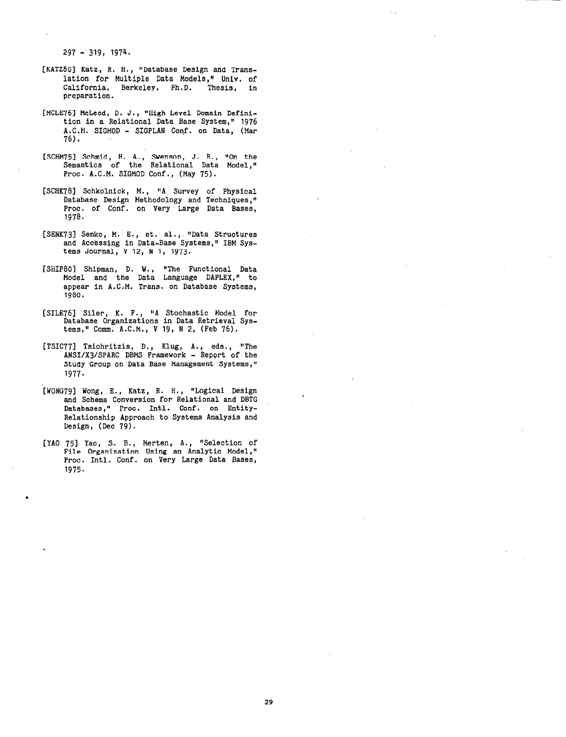297 - 319, 1974.

[KATZ80] Katz, R. H., "Database Design and Translation for Multiple Data Models," Univ. of California, Berkeley, Ph.D. Thesis, in preparation.

[MCLE76] McLeod, D. J., "High Level Domain Definition in a Relational Data Base System," 1976 A.C.M. SIGMOD - SIGPLAN Conf. on Data, (Mar 76).

[SCHM75] Schmid, H. A., Swenson, J. R., "On the Semantics of the Relational Data Model," Proc. A.C.M. SIGMOD Conf., (May 75).

[SCHK78] Schkolnick, M., "A Survey of Physical Database Design Methodology and Techniques," Proc. of Conf. on Very Large Data Bases, 1978.

[SENK73] Senko, M. E., et. al., "Data Structures and Accessing in Data-Base Systems," IBM Systems Journal, V 12, N 1, 1973.

[SHIP80] Shipman, D. W., "The Functional Data Model and the Data Language DAPLEX," to appear in A.C.M. Trans. on Database Systems, 1980.

[SILE76] Siler, K. F., "A Stochastic Model for Database Organizations in Data Retrieval Systems," Comm. A.C.M., V 19, N 2, (Feb 76).

[TSIC77] Tsichritzis, D., Klug, A., eds., "The ANSI/X3/SPARC DBMS Framework - Report of the Study Group on Data Base Management Systems," 1977.

[WONG79] Wong, E., Katz, R. H., "Logical Design and Schema Conversion for Relational and DBTG Databases," Proc. Intl. Conf. on Entity-Relationship Approach to Systems Analysis and Design, (Dec 79).

[YAO 75] Yao, S. B., Merten, A., "Selection of File Organization Using an Analytic Model," Proc. Intl. Conf. on Very Large Data Bases, 1975.